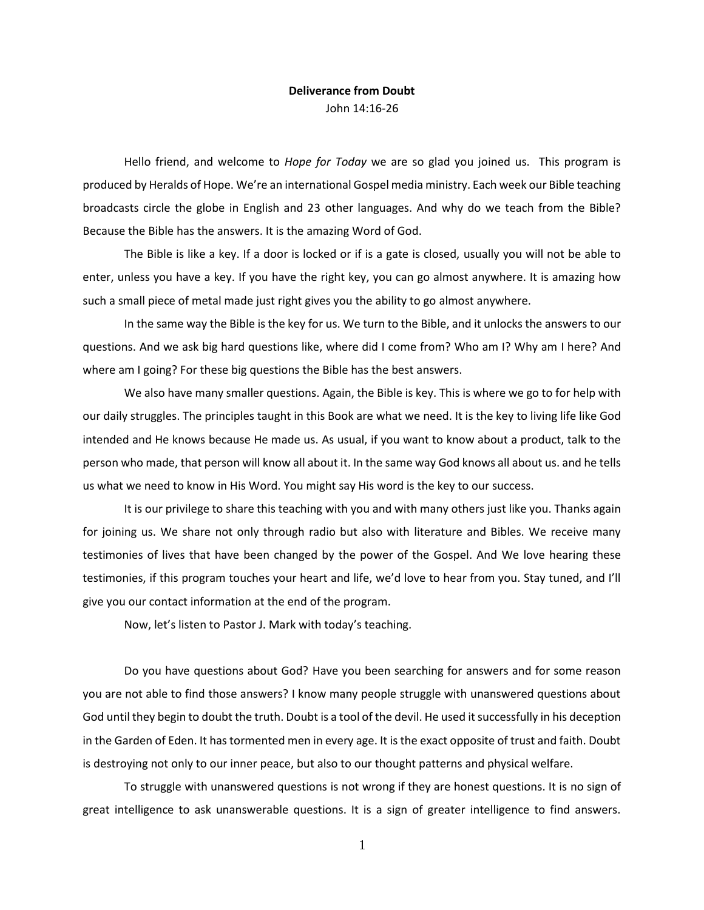# Deliverance from Doubt

John 14:16-26

Hello friend, and welcome to *Hope for Today* we are so glad you joined us. This program is produced by Heralds of Hope. We're an international Gospel media ministry. Each week our Bible teaching broadcasts circle the globe in English and 23 other languages. And why do we teach from the Bible? Because the Bible has the answers. It is the amazing Word of God.

The Bible is like a key. If a door is locked or if is a gate is closed, usually you will not be able to enter, unless you have a key. If you have the right key, you can go almost anywhere. It is amazing how such a small piece of metal made just right gives you the ability to go almost anywhere.

In the same way the Bible is the key for us. We turn to the Bible, and it unlocks the answers to our questions. And we ask big hard questions like, where did I come from? Who am I? Why am I here? And where am I going? For these big questions the Bible has the best answers.

We also have many smaller questions. Again, the Bible is key. This is where we go to for help with our daily struggles. The principles taught in this Book are what we need. It is the key to living life like God intended and He knows because He made us. As usual, if you want to know about a product, talk to the person who made, that person will know all about it. In the same way God knows all about us. and he tells us what we need to know in His Word. You might say His word is the key to our success.

It is our privilege to share this teaching with you and with many others just like you. Thanks again for joining us. We share not only through radio but also with literature and Bibles. We receive many testimonies of lives that have been changed by the power of the Gospel. And We love hearing these testimonies, if this program touches your heart and life, we'd love to hear from you. Stay tuned, and I'll give you our contact information at the end of the program.

Now, let's listen to Pastor J. Mark with today's teaching.

Do you have questions about God? Have you been searching for answers and for some reason you are not able to find those answers? I know many people struggle with unanswered questions about God until they begin to doubt the truth. Doubt is a tool of the devil. He used it successfully in his deception in the Garden of Eden. It has tormented men in every age. It is the exact opposite of trust and faith. Doubt is destroying not only to our inner peace, but also to our thought patterns and physical welfare.

To struggle with unanswered questions is not wrong if they are honest questions. It is no sign of great intelligence to ask unanswerable questions. It is a sign of greater intelligence to find answers.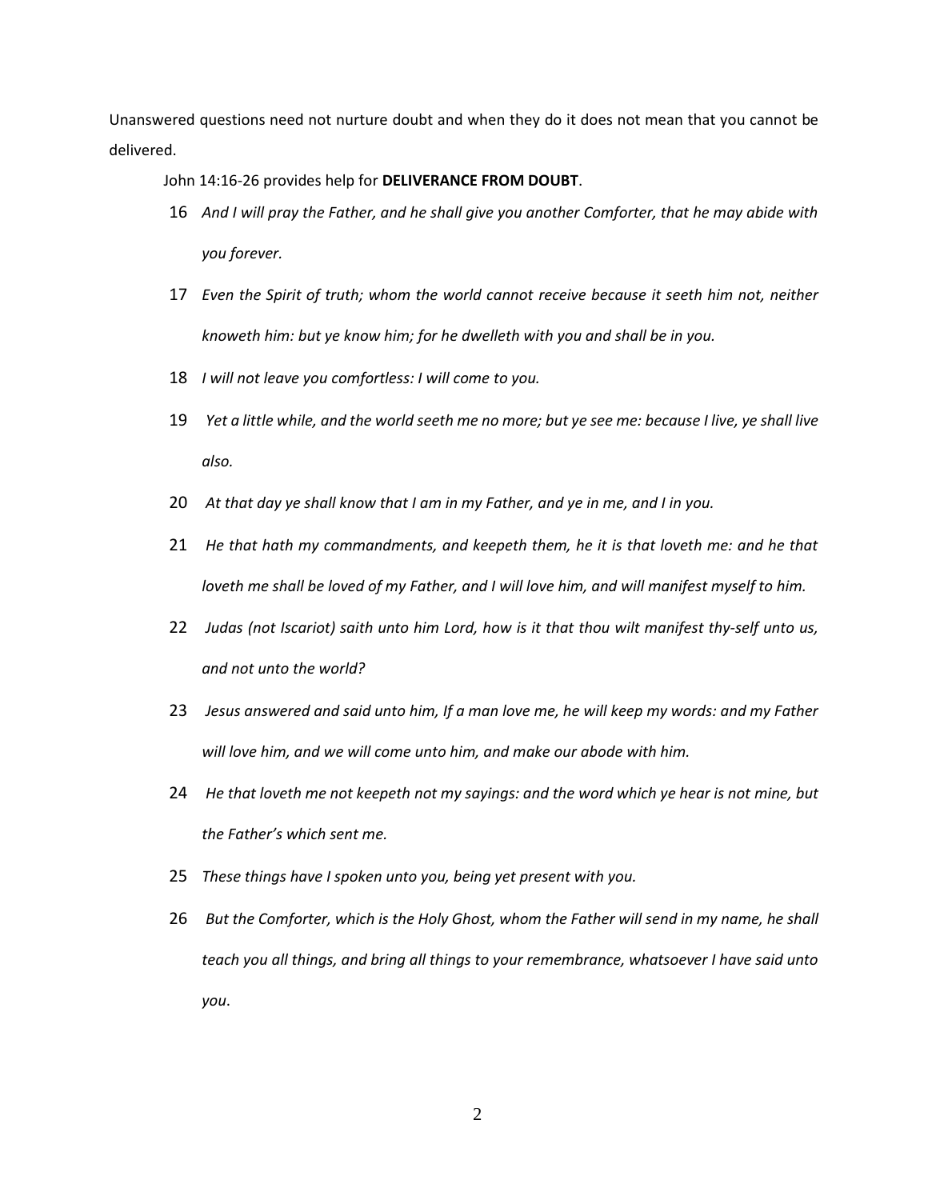Unanswered questions need not nurture doubt and when they do it does not mean that you cannot be delivered.

John 14:16-26 provides help for **DELIVERANCE FROM DOUBT**.

16 *And I will pray the Father, and he shall give you another Comforter, that he may abide with you forever.*

17 *Even the Spirit of truth; whom the world cannot receive because it seeth him not, neither knoweth him: but ye know him; for he dwelleth with you and shall be in you.*

18 *I will not leave you comfortless: I will come to you.*

19 *Yet a little while, and the world seeth me no more; but ye see me: because I live, ye shall live also.*

20 *At that day ye shall know that I am in my Father, and ye in me, and I in you.*

21 *He that hath my commandments, and keepeth them, he it is that loveth me: and he that loveth me shall be loved of my Father, and I will love him, and will manifest myself to him.*

22 *Judas (not Iscariot) saith unto him Lord, how is it that thou wilt manifest thy-self unto us, and not unto the world?*

23 *Jesus answered and said unto him, If a man love me, he will keep my words: and my Father will love him, and we will come unto him, and make our abode with him.*

24 *He that loveth me not keepeth not my sayings: and the word which ye hear is not mine, but the Father's which sent me.*

25 *These things have I spoken unto you, being yet present with you.*

26 *But the Comforter, which is the Holy Ghost, whom the Father will send in my name, he shall teach you all things, and bring all things to your remembrance, whatsoever I have said unto you*.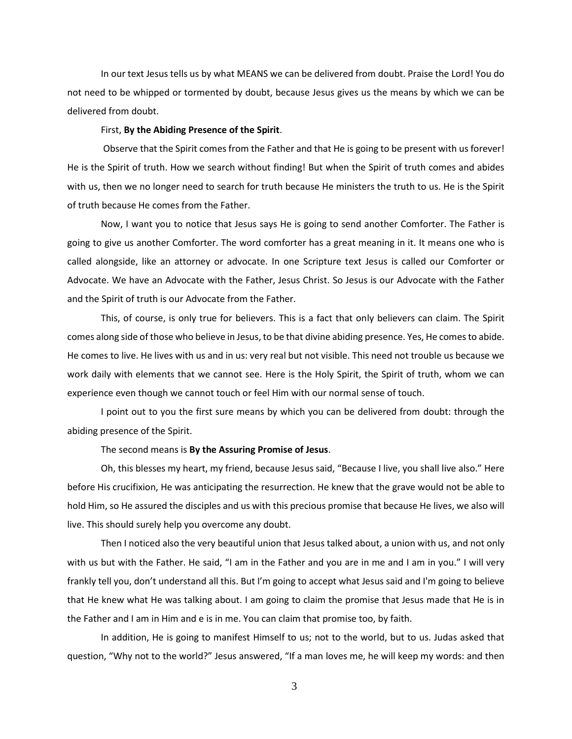In our text Jesus tells us by what MEANS we can be delivered from doubt. Praise the Lord! You do not need to be whipped or tormented by doubt, because Jesus gives us the means by which we can be delivered from doubt.

First, **By the Abiding Presence of the Spirit**.

Observe that the Spirit comes from the Father and that He is going to be present with us forever! He is the Spirit of truth. How we search without finding! But when the Spirit of truth comes and abides with us, then we no longer need to search for truth because He ministers the truth to us. He is the Spirit of truth because He comes from the Father.

Now, I want you to notice that Jesus says He is going to send another Comforter. The Father is going to give us another Comforter. The word comforter has a great meaning in it. It means one who is called alongside, like an attorney or advocate. In one Scripture text Jesus is called our Comforter or Advocate. We have an Advocate with the Father, Jesus Christ. So Jesus is our Advocate with the Father and the Spirit of truth is our Advocate from the Father.

This, of course, is only true for believers. This is a fact that only believers can claim. The Spirit comes along side of those who believe in Jesus, to be that divine abiding presence. Yes, He comes to abide. He comes to live. He lives with us and in us: very real but not visible. This need not trouble us because we work daily with elements that we cannot see. Here is the Holy Spirit, the Spirit of truth, whom we can experience even though we cannot touch or feel Him with our normal sense of touch.

I point out to you the first sure means by which you can be delivered from doubt: through the abiding presence of the Spirit.

The second means is **By the Assuring Promise of Jesus**.

Oh, this blesses my heart, my friend, because Jesus said, "Because I live, you shall live also." Here before His crucifixion, He was anticipating the resurrection. He knew that the grave would not be able to hold Him, so He assured the disciples and us with this precious promise that because He lives, we also will live. This should surely help you overcome any doubt.

Then I noticed also the very beautiful union that Jesus talked about, a union with us, and not only with us but with the Father. He said, "I am in the Father and you are in me and I am in you." I will very frankly tell you, don't understand all this. But I'm going to accept what Jesus said and I'm going to believe that He knew what He was talking about. I am going to claim the promise that Jesus made that He is in the Father and I am in Him and e is in me. You can claim that promise too, by faith.

In addition, He is going to manifest Himself to us; not to the world, but to us. Judas asked that question, "Why not to the world?" Jesus answered, "If a man loves me, he will keep my words: and then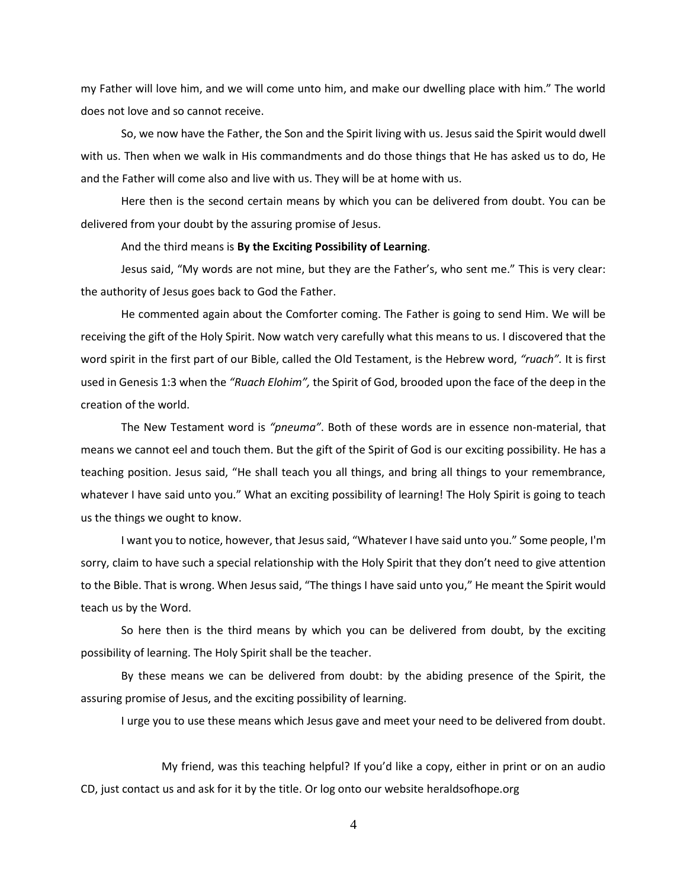my Father will love him, and we will come unto him, and make our dwelling place with him." The world does not love and so cannot receive.

So, we now have the Father, the Son and the Spirit living with us. Jesus said the Spirit would dwell with us. Then when we walk in His commandments and do those things that He has asked us to do, He and the Father will come also and live with us. They will be at home with us.

Here then is the second certain means by which you can be delivered from doubt. You can be delivered from your doubt by the assuring promise of Jesus.

And the third means is **By the Exciting Possibility of Learning**.

Jesus said, "My words are not mine, but they are the Father's, who sent me." This is very clear: the authority of Jesus goes back to God the Father.

He commented again about the Comforter coming. The Father is going to send Him. We will be receiving the gift of the Holy Spirit. Now watch very carefully what this means to us. I discovered that the word spirit in the first part of our Bible, called the Old Testament, is the Hebrew word, *"ruach".* It is first used in Genesis 1:3 when the *"Ruach Elohim",* the Spirit of God, brooded upon the face of the deep in the creation of the world.

The New Testament word is *"pneuma"*. Both of these words are in essence non-material, that means we cannot eel and touch them. But the gift of the Spirit of God is our exciting possibility. He has a teaching position. Jesus said, "He shall teach you all things, and bring all things to your remembrance, whatever I have said unto you." What an exciting possibility of learning! The Holy Spirit is going to teach us the things we ought to know.

I want you to notice, however, that Jesus said, "Whatever I have said unto you." Some people, I'm sorry, claim to have such a special relationship with the Holy Spirit that they don't need to give attention to the Bible. That is wrong. When Jesus said, "The things I have said unto you," He meant the Spirit would teach us by the Word.

So here then is the third means by which you can be delivered from doubt, by the exciting possibility of learning. The Holy Spirit shall be the teacher.

By these means we can be delivered from doubt: by the abiding presence of the Spirit, the assuring promise of Jesus, and the exciting possibility of learning.

I urge you to use these means which Jesus gave and meet your need to be delivered from doubt.

My friend, was this teaching helpful? If you'd like a copy, either in print or on an audio CD, just contact us and ask for it by the title. Or log onto our website heraldsofhope.org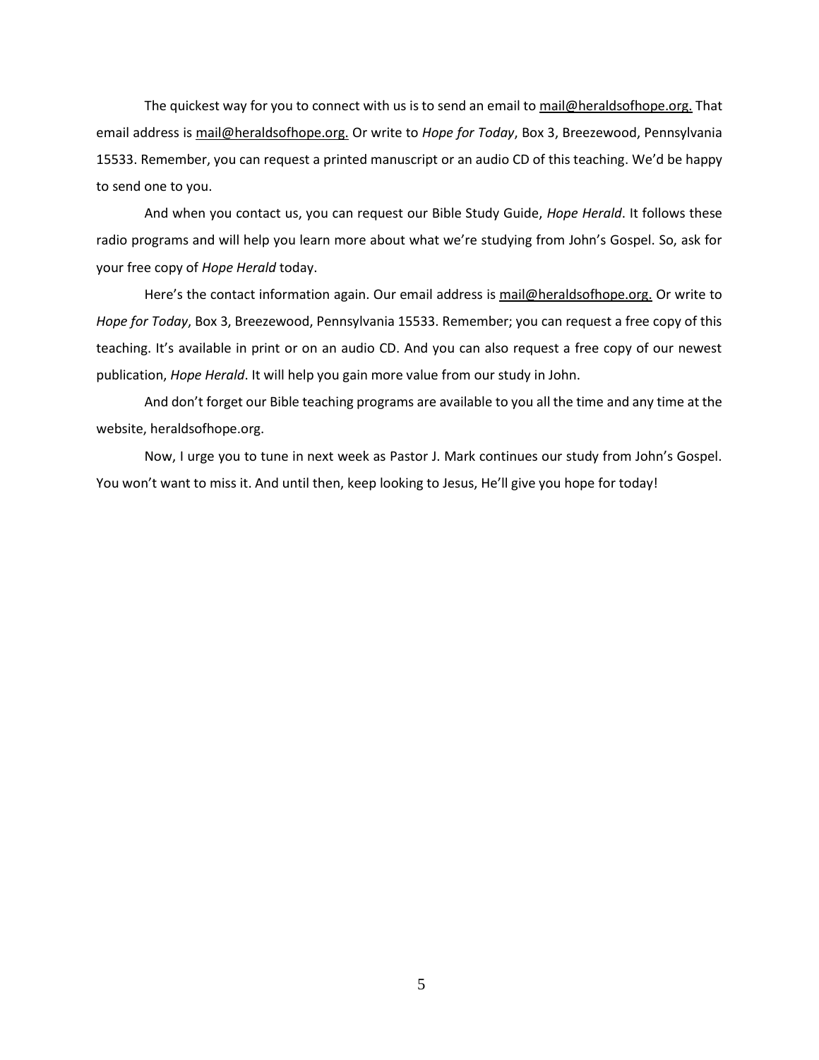The quickest way for you to connect with us is to send an email to mail@heraldsofhope.org. That email address is mail@heraldsofhope.org. Or write to *Hope for Today*, Box 3, Breezewood, Pennsylvania 15533. Remember, you can request a printed manuscript or an audio CD of this teaching. We'd be happy to send one to you.

And when you contact us, you can request our Bible Study Guide, *Hope Herald*. It follows these radio programs and will help you learn more about what we're studying from John's Gospel. So, ask for your free copy of *Hope Herald* today.

Here's the contact information again. Our email address is mail@heraldsofhope.org. Or write to *Hope for Today*, Box 3, Breezewood, Pennsylvania 15533. Remember; you can request a free copy of this teaching. It's available in print or on an audio CD. And you can also request a free copy of our newest publication, *Hope Herald*. It will help you gain more value from our study in John.

And don't forget our Bible teaching programs are available to you all the time and any time at the website, heraldsofhope.org.

Now, I urge you to tune in next week as Pastor J. Mark continues our study from John's Gospel. You won't want to miss it. And until then, keep looking to Jesus, He'll give you hope for today!